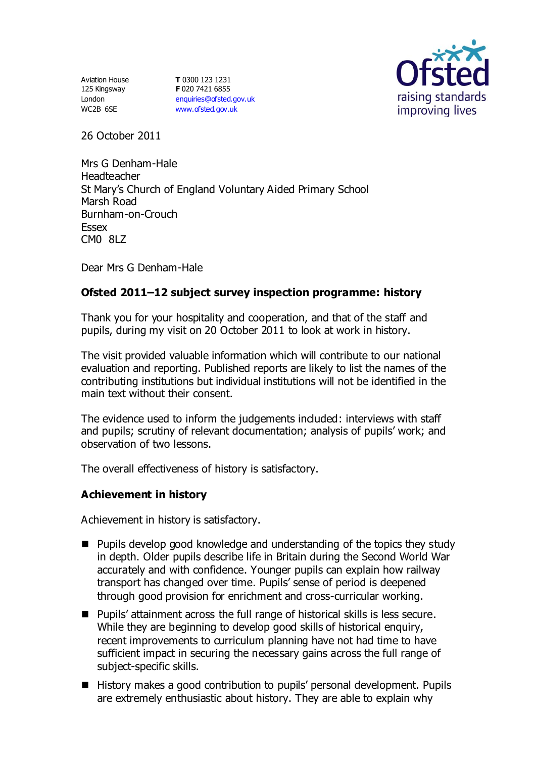Aviation House
125 Kingsway
London
WC2B 6SE

**T** 0300 123 1231
**F** 020 7421 6855
enquiries@ofsted.gov.uk
www.ofsted.gov.uk

Ofsted
raising standards
improving lives

26 October 2011

Mrs G Denham-Hale
Headteacher
St Mary's Church of England Voluntary Aided Primary School
Marsh Road
Burnham-on-Crouch
Essex
CM0 8LZ

Dear Mrs G Denham-Hale

**Ofsted 2011–12 subject survey inspection programme: history**

Thank you for your hospitality and cooperation, and that of the staff and pupils, during my visit on 20 October 2011 to look at work in history.

The visit provided valuable information which will contribute to our national evaluation and reporting. Published reports are likely to list the names of the contributing institutions but individual institutions will not be identified in the main text without their consent.

The evidence used to inform the judgements included: interviews with staff and pupils; scrutiny of relevant documentation; analysis of pupils' work; and observation of two lessons.

The overall effectiveness of history is satisfactory.

## Achievement in history

Achievement in history is satisfactory.

- Pupils develop good knowledge and understanding of the topics they study in depth. Older pupils describe life in Britain during the Second World War accurately and with confidence. Younger pupils can explain how railway transport has changed over time. Pupils' sense of period is deepened through good provision for enrichment and cross-curricular working.
- Pupils' attainment across the full range of historical skills is less secure. While they are beginning to develop good skills of historical enquiry, recent improvements to curriculum planning have not had time to have sufficient impact in securing the necessary gains across the full range of subject-specific skills.
- History makes a good contribution to pupils' personal development. Pupils are extremely enthusiastic about history. They are able to explain why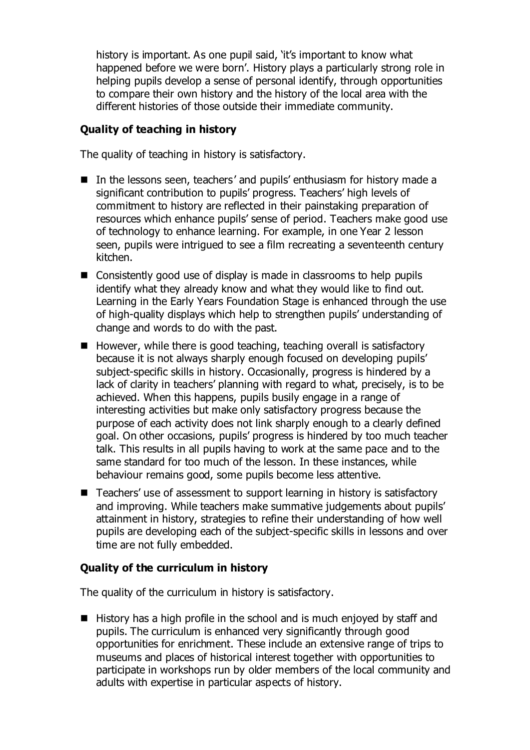history is important. As one pupil said, 'it's important to know what happened before we were born'. History plays a particularly strong role in helping pupils develop a sense of personal identify, through opportunities to compare their own history and the history of the local area with the different histories of those outside their immediate community.

### Quality of teaching in history

The quality of teaching in history is satisfactory.

- In the lessons seen, teachers' and pupils' enthusiasm for history made a significant contribution to pupils' progress. Teachers' high levels of commitment to history are reflected in their painstaking preparation of resources which enhance pupils' sense of period. Teachers make good use of technology to enhance learning. For example, in one Year 2 lesson seen, pupils were intrigued to see a film recreating a seventeenth century kitchen.
- Consistently good use of display is made in classrooms to help pupils identify what they already know and what they would like to find out. Learning in the Early Years Foundation Stage is enhanced through the use of high-quality displays which help to strengthen pupils' understanding of change and words to do with the past.
- However, while there is good teaching, teaching overall is satisfactory because it is not always sharply enough focused on developing pupils' subject-specific skills in history. Occasionally, progress is hindered by a lack of clarity in teachers' planning with regard to what, precisely, is to be achieved. When this happens, pupils busily engage in a range of interesting activities but make only satisfactory progress because the purpose of each activity does not link sharply enough to a clearly defined goal. On other occasions, pupils' progress is hindered by too much teacher talk. This results in all pupils having to work at the same pace and to the same standard for too much of the lesson. In these instances, while behaviour remains good, some pupils become less attentive.
- Teachers' use of assessment to support learning in history is satisfactory and improving. While teachers make summative judgements about pupils' attainment in history, strategies to refine their understanding of how well pupils are developing each of the subject-specific skills in lessons and over time are not fully embedded.

### Quality of the curriculum in history

The quality of the curriculum in history is satisfactory.

- History has a high profile in the school and is much enjoyed by staff and pupils. The curriculum is enhanced very significantly through good opportunities for enrichment. These include an extensive range of trips to museums and places of historical interest together with opportunities to participate in workshops run by older members of the local community and adults with expertise in particular aspects of history.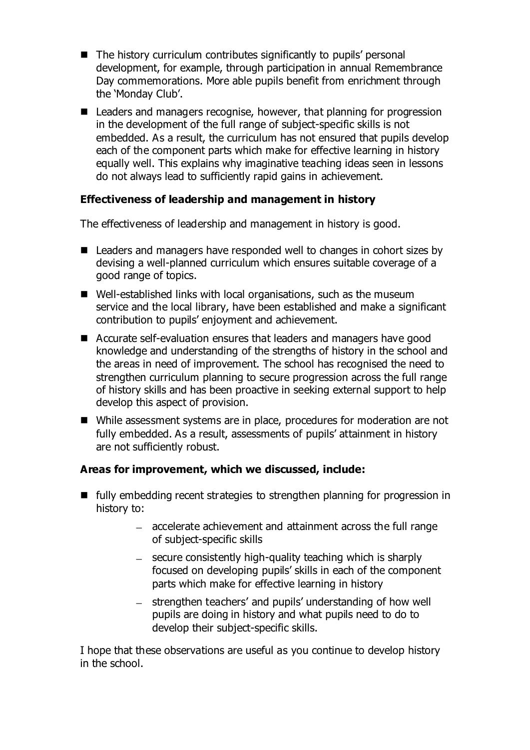- The history curriculum contributes significantly to pupils' personal development, for example, through participation in annual Remembrance Day commemorations. More able pupils benefit from enrichment through the 'Monday Club'.
- Leaders and managers recognise, however, that planning for progression in the development of the full range of subject-specific skills is not embedded. As a result, the curriculum has not ensured that pupils develop each of the component parts which make for effective learning in history equally well. This explains why imaginative teaching ideas seen in lessons do not always lead to sufficiently rapid gains in achievement.

**Effectiveness of leadership and management in history**

The effectiveness of leadership and management in history is good.

- Leaders and managers have responded well to changes in cohort sizes by devising a well-planned curriculum which ensures suitable coverage of a good range of topics.
- Well-established links with local organisations, such as the museum service and the local library, have been established and make a significant contribution to pupils' enjoyment and achievement.
- Accurate self-evaluation ensures that leaders and managers have good knowledge and understanding of the strengths of history in the school and the areas in need of improvement. The school has recognised the need to strengthen curriculum planning to secure progression across the full range of history skills and has been proactive in seeking external support to help develop this aspect of provision.
- While assessment systems are in place, procedures for moderation are not fully embedded. As a result, assessments of pupils' attainment in history are not sufficiently robust.

**Areas for improvement, which we discussed, include:**

- fully embedding recent strategies to strengthen planning for progression in history to:
  - accelerate achievement and attainment across the full range of subject-specific skills
  - secure consistently high-quality teaching which is sharply focused on developing pupils' skills in each of the component parts which make for effective learning in history
  - strengthen teachers' and pupils' understanding of how well pupils are doing in history and what pupils need to do to develop their subject-specific skills.

I hope that these observations are useful as you continue to develop history in the school.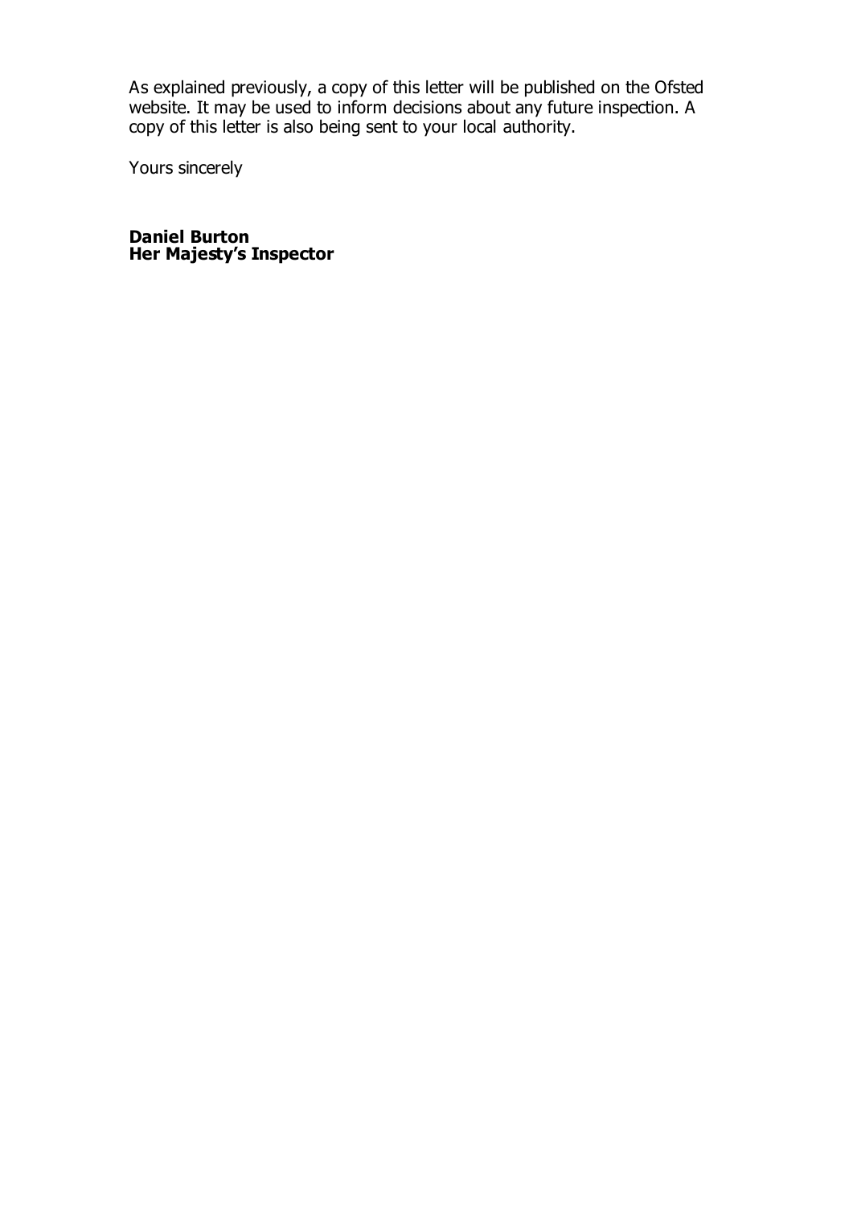As explained previously, a copy of this letter will be published on the Ofsted website. It may be used to inform decisions about any future inspection. A copy of this letter is also being sent to your local authority.

Yours sincerely

**Daniel Burton**
**Her Majesty's Inspector**